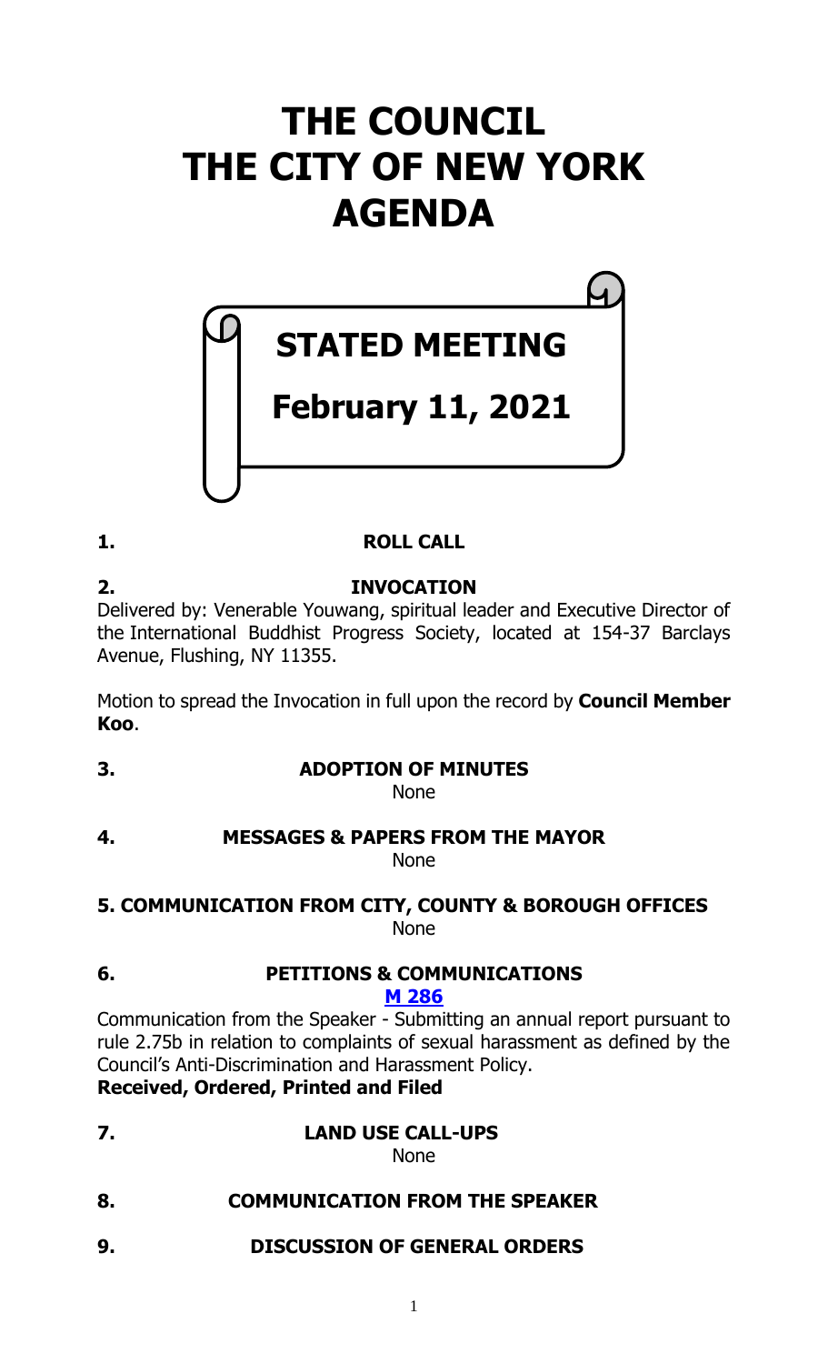# THE COUNCIL
# THE CITY OF NEW YORK
# AGENDA

## STATED MEETING

## February 11, 2021

**1. ROLL CALL**

**2. INVOCATION**

Delivered by: Venerable Youwang, spiritual leader and Executive Director of the International Buddhist Progress Society, located at 154-37 Barclays Avenue, Flushing, NY 11355.

Motion to spread the Invocation in full upon the record by **Council Member Koo**.

**3. ADOPTION OF MINUTES**

None

**4. MESSAGES & PAPERS FROM THE MAYOR**

None

**5. COMMUNICATION FROM CITY, COUNTY & BOROUGH OFFICES**

None

**6. PETITIONS & COMMUNICATIONS**

**M 286**

Communication from the Speaker - Submitting an annual report pursuant to rule 2.75b in relation to complaints of sexual harassment as defined by the Council's Anti-Discrimination and Harassment Policy.

**Received, Ordered, Printed and Filed**

**7. LAND USE CALL-UPS**

None

**8. COMMUNICATION FROM THE SPEAKER**

**9. DISCUSSION OF GENERAL ORDERS**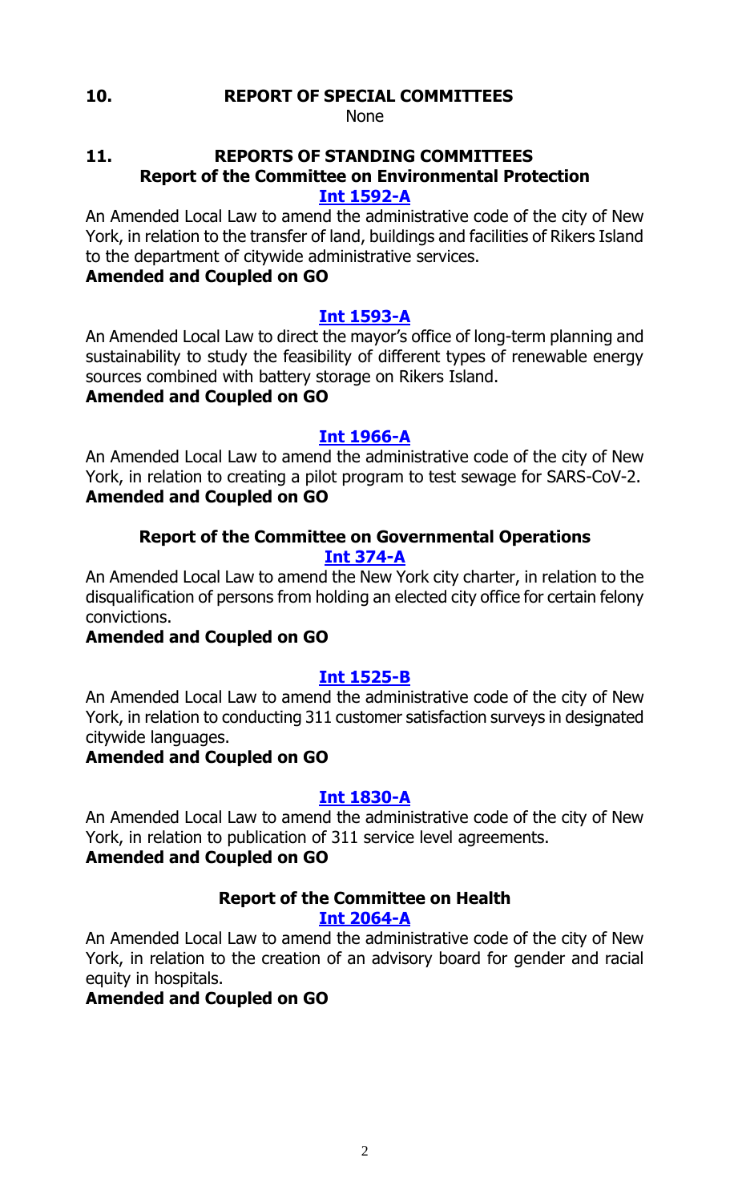## 10. REPORT OF SPECIAL COMMITTEES

None

## 11. REPORTS OF STANDING COMMITTEES

### Report of the Committee on Environmental Protection

**Int 1592-A**

An Amended Local Law to amend the administrative code of the city of New York, in relation to the transfer of land, buildings and facilities of Rikers Island to the department of citywide administrative services.

**Amended and Coupled on GO**

**Int 1593-A**

An Amended Local Law to direct the mayor's office of long-term planning and sustainability to study the feasibility of different types of renewable energy sources combined with battery storage on Rikers Island.

**Amended and Coupled on GO**

**Int 1966-A**

An Amended Local Law to amend the administrative code of the city of New York, in relation to creating a pilot program to test sewage for SARS-CoV-2.

**Amended and Coupled on GO**

### Report of the Committee on Governmental Operations

**Int 374-A**

An Amended Local Law to amend the New York city charter, in relation to the disqualification of persons from holding an elected city office for certain felony convictions.

**Amended and Coupled on GO**

**Int 1525-B**

An Amended Local Law to amend the administrative code of the city of New York, in relation to conducting 311 customer satisfaction surveys in designated citywide languages.

**Amended and Coupled on GO**

**Int 1830-A**

An Amended Local Law to amend the administrative code of the city of New York, in relation to publication of 311 service level agreements.

**Amended and Coupled on GO**

### Report of the Committee on Health

**Int 2064-A**

An Amended Local Law to amend the administrative code of the city of New York, in relation to the creation of an advisory board for gender and racial equity in hospitals.

**Amended and Coupled on GO**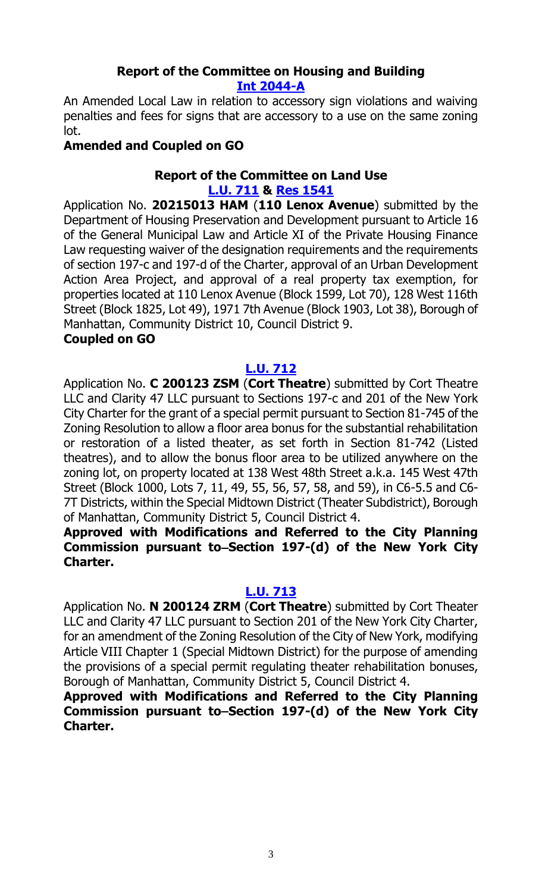### Report of the Committee on Housing and Building

**[Int 2044-A]**

An Amended Local Law in relation to accessory sign violations and waiving penalties and fees for signs that are accessory to a use on the same zoning lot.

**Amended and Coupled on GO**

### Report of the Committee on Land Use

**[L.U. 711] & [Res 1541]**

Application No. **20215013 HAM** (**110 Lenox Avenue**) submitted by the Department of Housing Preservation and Development pursuant to Article 16 of the General Municipal Law and Article XI of the Private Housing Finance Law requesting waiver of the designation requirements and the requirements of section 197-c and 197-d of the Charter, approval of an Urban Development Action Area Project, and approval of a real property tax exemption, for properties located at 110 Lenox Avenue (Block 1599, Lot 70), 128 West 116th Street (Block 1825, Lot 49), 1971 7th Avenue (Block 1903, Lot 38), Borough of Manhattan, Community District 10, Council District 9.

**Coupled on GO**

**[L.U. 712]**

Application No. **C 200123 ZSM** (**Cort Theatre**) submitted by Cort Theatre LLC and Clarity 47 LLC pursuant to Sections 197-c and 201 of the New York City Charter for the grant of a special permit pursuant to Section 81-745 of the Zoning Resolution to allow a floor area bonus for the substantial rehabilitation or restoration of a listed theater, as set forth in Section 81-742 (Listed theatres), and to allow the bonus floor area to be utilized anywhere on the zoning lot, on property located at 138 West 48th Street a.k.a. 145 West 47th Street (Block 1000, Lots 7, 11, 49, 55, 56, 57, 58, and 59), in C6-5.5 and C6-7T Districts, within the Special Midtown District (Theater Subdistrict), Borough of Manhattan, Community District 5, Council District 4.

**Approved with Modifications and Referred to the City Planning Commission pursuant to Section 197-(d) of the New York City Charter.**

**[L.U. 713]**

Application No. **N 200124 ZRM** (**Cort Theatre**) submitted by Cort Theater LLC and Clarity 47 LLC pursuant to Section 201 of the New York City Charter, for an amendment of the Zoning Resolution of the City of New York, modifying Article VIII Chapter 1 (Special Midtown District) for the purpose of amending the provisions of a special permit regulating theater rehabilitation bonuses, Borough of Manhattan, Community District 5, Council District 4.

**Approved with Modifications and Referred to the City Planning Commission pursuant to Section 197-(d) of the New York City Charter.**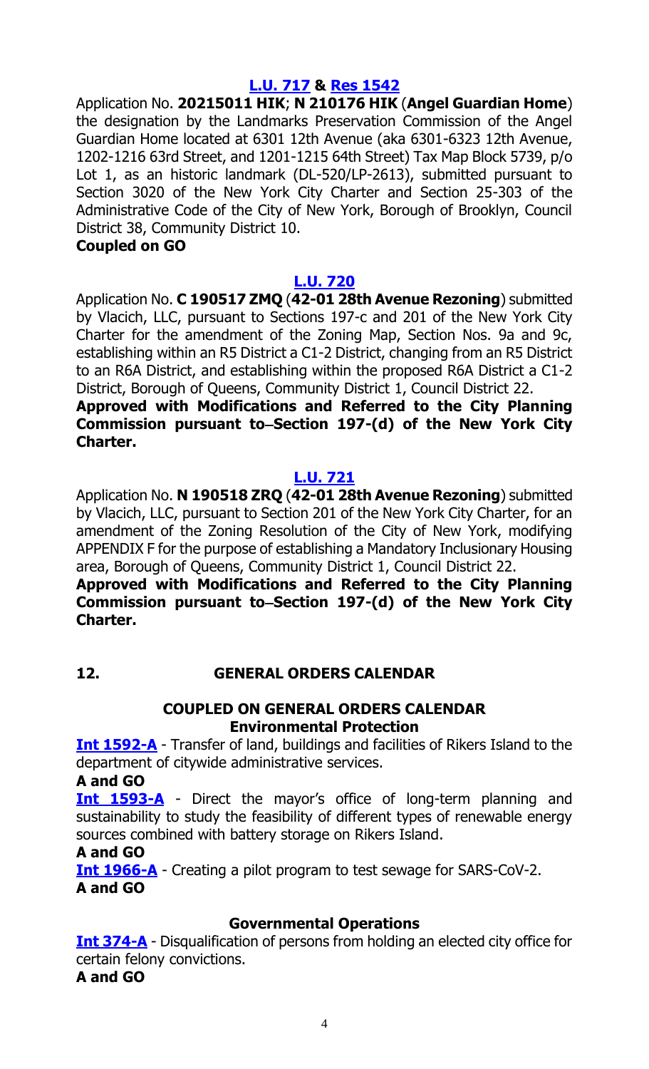**[L.U. 717](#) & [Res 1542](#)**

Application No. **20215011 HIK**; **N 210176 HIK** (**Angel Guardian Home**) the designation by the Landmarks Preservation Commission of the Angel Guardian Home located at 6301 12th Avenue (aka 6301-6323 12th Avenue, 1202-1216 63rd Street, and 1201-1215 64th Street) Tax Map Block 5739, p/o Lot 1, as an historic landmark (DL-520/LP-2613), submitted pursuant to Section 3020 of the New York City Charter and Section 25-303 of the Administrative Code of the City of New York, Borough of Brooklyn, Council District 38, Community District 10.

**Coupled on GO**

**[L.U. 720](#)**

Application No. **C 190517 ZMQ** (**42-01 28th Avenue Rezoning**) submitted by Vlacich, LLC, pursuant to Sections 197-c and 201 of the New York City Charter for the amendment of the Zoning Map, Section Nos. 9a and 9c, establishing within an R5 District a C1-2 District, changing from an R5 District to an R6A District, and establishing within the proposed R6A District a C1-2 District, Borough of Queens, Community District 1, Council District 22.

**Approved with Modifications and Referred to the City Planning Commission pursuant to‒Section 197-(d) of the New York City Charter.**

**[L.U. 721](#)**

Application No. **N 190518 ZRQ** (**42-01 28th Avenue Rezoning**) submitted by Vlacich, LLC, pursuant to Section 201 of the New York City Charter, for an amendment of the Zoning Resolution of the City of New York, modifying APPENDIX F for the purpose of establishing a Mandatory Inclusionary Housing area, Borough of Queens, Community District 1, Council District 22.

**Approved with Modifications and Referred to the City Planning Commission pursuant to‒Section 197-(d) of the New York City Charter.**

## 12. GENERAL ORDERS CALENDAR

### COUPLED ON GENERAL ORDERS CALENDAR

#### Environmental Protection

**[Int 1592-A](#)** - Transfer of land, buildings and facilities of Rikers Island to the department of citywide administrative services.

**A and GO**

**[Int 1593-A](#)** - Direct the mayor's office of long-term planning and sustainability to study the feasibility of different types of renewable energy sources combined with battery storage on Rikers Island.

**A and GO**

**[Int 1966-A](#)** - Creating a pilot program to test sewage for SARS-CoV-2.

**A and GO**

#### Governmental Operations

**[Int 374-A](#)** - Disqualification of persons from holding an elected city office for certain felony convictions.

**A and GO**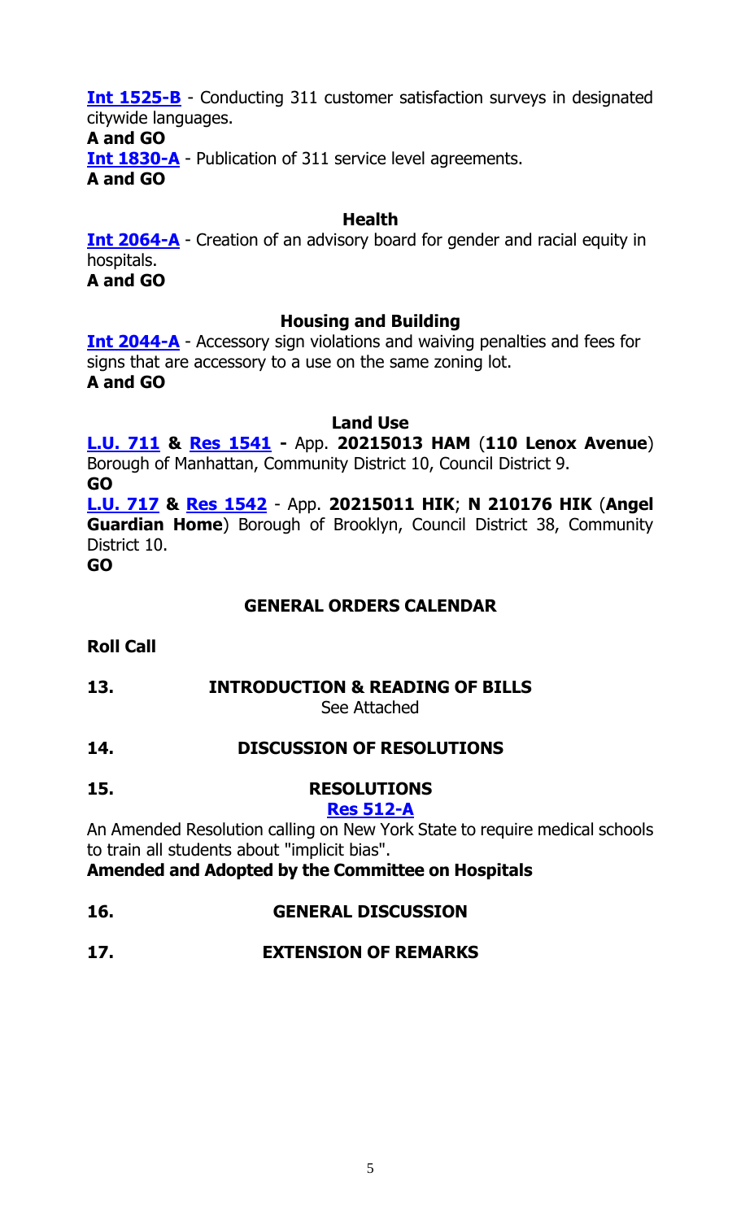**Int 1525-B** - Conducting 311 customer satisfaction surveys in designated citywide languages.

**A and GO**

**Int 1830-A** - Publication of 311 service level agreements.

**A and GO**

### Health

**Int 2064-A** - Creation of an advisory board for gender and racial equity in hospitals.

**A and GO**

### Housing and Building

**Int 2044-A** - Accessory sign violations and waiving penalties and fees for signs that are accessory to a use on the same zoning lot.

**A and GO**

### Land Use

**L.U. 711 & Res 1541 -** App. **20215013 HAM** (**110 Lenox Avenue**) Borough of Manhattan, Community District 10, Council District 9.

**GO**

**L.U. 717 & Res 1542** - App. **20215011 HIK**; **N 210176 HIK** (**Angel Guardian Home**) Borough of Brooklyn, Council District 38, Community District 10.

**GO**

## GENERAL ORDERS CALENDAR

**Roll Call**

**13. INTRODUCTION & READING OF BILLS**

See Attached

**14. DISCUSSION OF RESOLUTIONS**

**15. RESOLUTIONS**

**Res 512-A**

An Amended Resolution calling on New York State to require medical schools to train all students about "implicit bias".

**Amended and Adopted by the Committee on Hospitals**

**16. GENERAL DISCUSSION**

**17. EXTENSION OF REMARKS**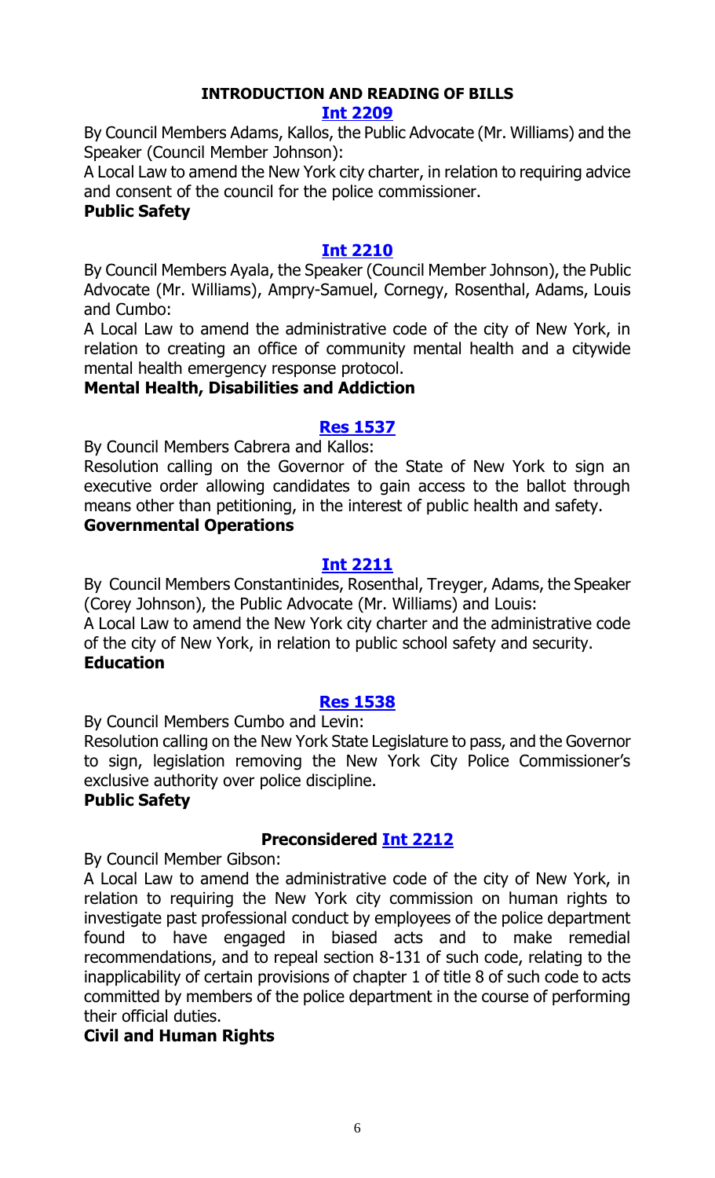## INTRODUCTION AND READING OF BILLS

### [Int 2209]

By Council Members Adams, Kallos, the Public Advocate (Mr. Williams) and the Speaker (Council Member Johnson):

A Local Law to amend the New York city charter, in relation to requiring advice and consent of the council for the police commissioner.

**Public Safety**

### [Int 2210]

By Council Members Ayala, the Speaker (Council Member Johnson), the Public Advocate (Mr. Williams), Ampry-Samuel, Cornegy, Rosenthal, Adams, Louis and Cumbo:

A Local Law to amend the administrative code of the city of New York, in relation to creating an office of community mental health and a citywide mental health emergency response protocol.

**Mental Health, Disabilities and Addiction**

### [Res 1537]

By Council Members Cabrera and Kallos:

Resolution calling on the Governor of the State of New York to sign an executive order allowing candidates to gain access to the ballot through means other than petitioning, in the interest of public health and safety.

**Governmental Operations**

### [Int 2211]

By Council Members Constantinides, Rosenthal, Treyger, Adams, the Speaker (Corey Johnson), the Public Advocate (Mr. Williams) and Louis:

A Local Law to amend the New York city charter and the administrative code of the city of New York, in relation to public school safety and security.

**Education**

### [Res 1538]

By Council Members Cumbo and Levin:

Resolution calling on the New York State Legislature to pass, and the Governor to sign, legislation removing the New York City Police Commissioner's exclusive authority over police discipline.

**Public Safety**

### Preconsidered [Int 2212]

By Council Member Gibson:

A Local Law to amend the administrative code of the city of New York, in relation to requiring the New York city commission on human rights to investigate past professional conduct by employees of the police department found to have engaged in biased acts and to make remedial recommendations, and to repeal section 8-131 of such code, relating to the inapplicability of certain provisions of chapter 1 of title 8 of such code to acts committed by members of the police department in the course of performing their official duties.

**Civil and Human Rights**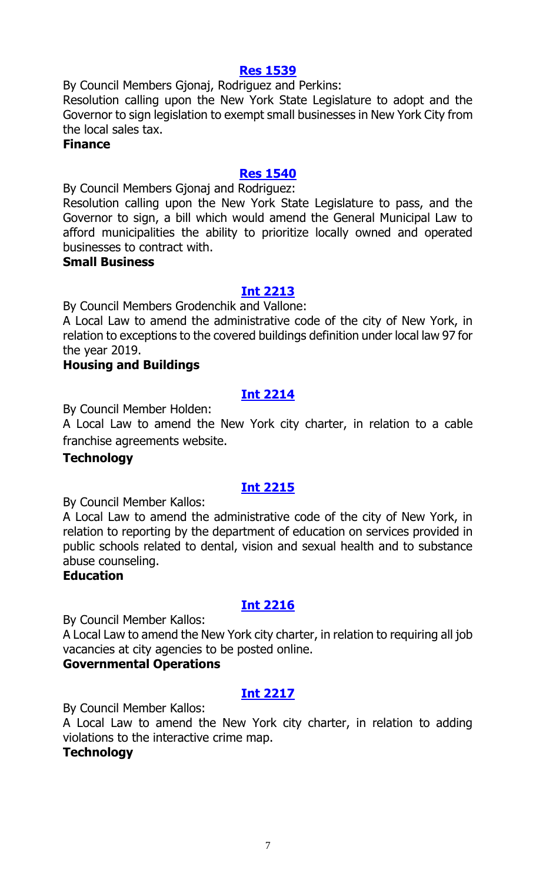**[Res 1539](#)**

By Council Members Gjonaj, Rodriguez and Perkins:

Resolution calling upon the New York State Legislature to adopt and the Governor to sign legislation to exempt small businesses in New York City from the local sales tax.

**Finance**

**[Res 1540](#)**

By Council Members Gjonaj and Rodriguez:

Resolution calling upon the New York State Legislature to pass, and the Governor to sign, a bill which would amend the General Municipal Law to afford municipalities the ability to prioritize locally owned and operated businesses to contract with.

**Small Business**

**[Int 2213](#)**

By Council Members Grodenchik and Vallone:

A Local Law to amend the administrative code of the city of New York, in relation to exceptions to the covered buildings definition under local law 97 for the year 2019.

**Housing and Buildings**

**[Int 2214](#)**

By Council Member Holden:

A Local Law to amend the New York city charter, in relation to a cable franchise agreements website.

**Technology**

**[Int 2215](#)**

By Council Member Kallos:

A Local Law to amend the administrative code of the city of New York, in relation to reporting by the department of education on services provided in public schools related to dental, vision and sexual health and to substance abuse counseling.

**Education**

**[Int 2216](#)**

By Council Member Kallos:

A Local Law to amend the New York city charter, in relation to requiring all job vacancies at city agencies to be posted online.

**Governmental Operations**

**[Int 2217](#)**

By Council Member Kallos:

A Local Law to amend the New York city charter, in relation to adding violations to the interactive crime map.

**Technology**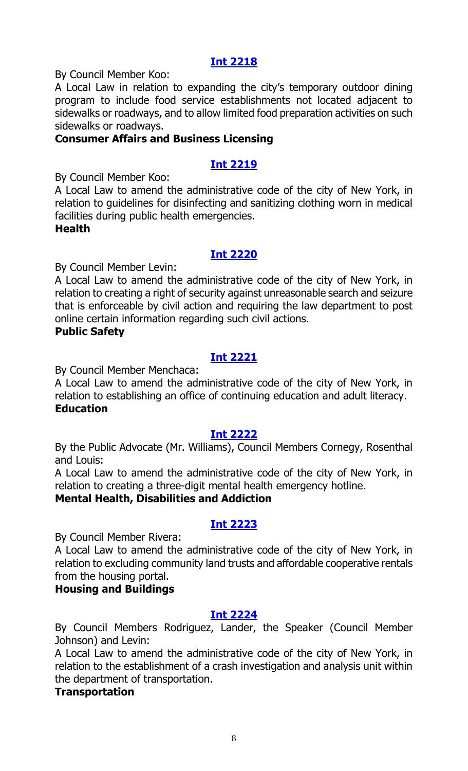**[Int 2218](#)**

By Council Member Koo:

A Local Law in relation to expanding the city's temporary outdoor dining program to include food service establishments not located adjacent to sidewalks or roadways, and to allow limited food preparation activities on such sidewalks or roadways.

**Consumer Affairs and Business Licensing**

**[Int 2219](#)**

By Council Member Koo:

A Local Law to amend the administrative code of the city of New York, in relation to guidelines for disinfecting and sanitizing clothing worn in medical facilities during public health emergencies.

**Health**

**[Int 2220](#)**

By Council Member Levin:

A Local Law to amend the administrative code of the city of New York, in relation to creating a right of security against unreasonable search and seizure that is enforceable by civil action and requiring the law department to post online certain information regarding such civil actions.

**Public Safety**

**[Int 2221](#)**

By Council Member Menchaca:

A Local Law to amend the administrative code of the city of New York, in relation to establishing an office of continuing education and adult literacy.

**Education**

**[Int 2222](#)**

By the Public Advocate (Mr. Williams), Council Members Cornegy, Rosenthal and Louis:

A Local Law to amend the administrative code of the city of New York, in relation to creating a three-digit mental health emergency hotline.

**Mental Health, Disabilities and Addiction**

**[Int 2223](#)**

By Council Member Rivera:

A Local Law to amend the administrative code of the city of New York, in relation to excluding community land trusts and affordable cooperative rentals from the housing portal.

**Housing and Buildings**

**[Int 2224](#)**

By Council Members Rodriguez, Lander, the Speaker (Council Member Johnson) and Levin:

A Local Law to amend the administrative code of the city of New York, in relation to the establishment of a crash investigation and analysis unit within the department of transportation.

**Transportation**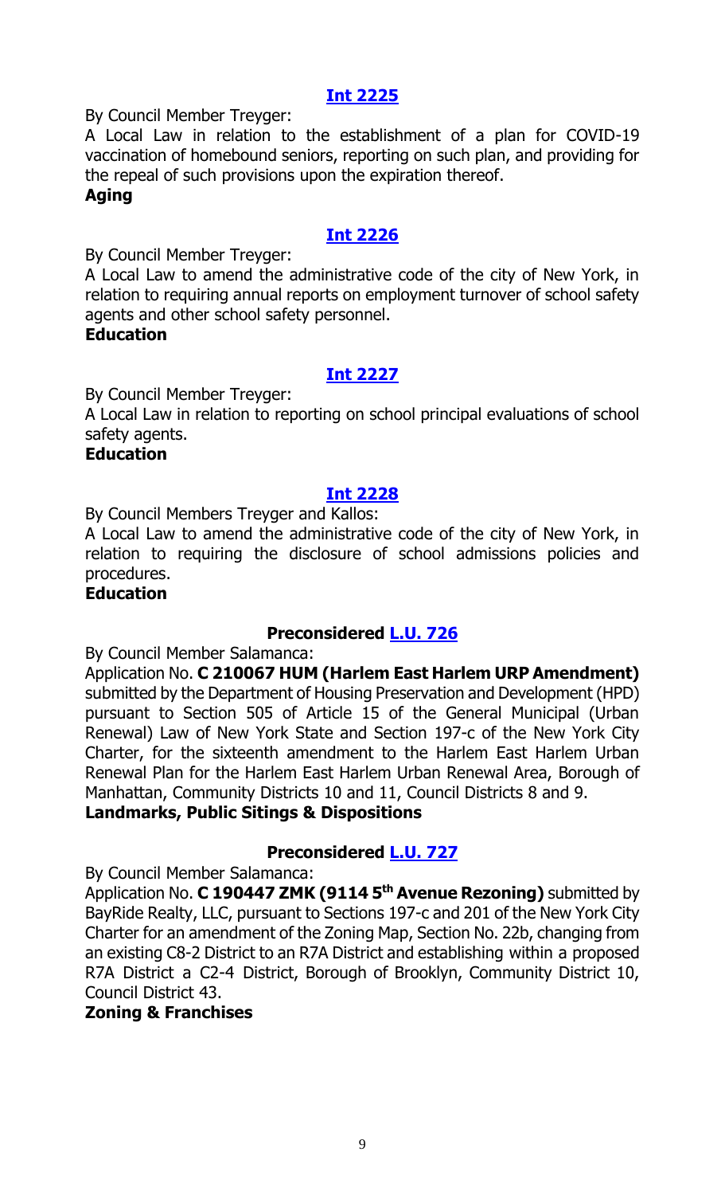## [Int 2225]

By Council Member Treyger:

A Local Law in relation to the establishment of a plan for COVID-19 vaccination of homebound seniors, reporting on such plan, and providing for the repeal of such provisions upon the expiration thereof.

**Aging**

## [Int 2226]

By Council Member Treyger:

A Local Law to amend the administrative code of the city of New York, in relation to requiring annual reports on employment turnover of school safety agents and other school safety personnel.

**Education**

## [Int 2227]

By Council Member Treyger:

A Local Law in relation to reporting on school principal evaluations of school safety agents.

**Education**

## [Int 2228]

By Council Members Treyger and Kallos:

A Local Law to amend the administrative code of the city of New York, in relation to requiring the disclosure of school admissions policies and procedures.

**Education**

## Preconsidered [L.U. 726]

By Council Member Salamanca:

Application No. **C 210067 HUM (Harlem East Harlem URP Amendment)** submitted by the Department of Housing Preservation and Development (HPD) pursuant to Section 505 of Article 15 of the General Municipal (Urban Renewal) Law of New York State and Section 197-c of the New York City Charter, for the sixteenth amendment to the Harlem East Harlem Urban Renewal Plan for the Harlem East Harlem Urban Renewal Area, Borough of Manhattan, Community Districts 10 and 11, Council Districts 8 and 9.

**Landmarks, Public Sitings & Dispositions**

## Preconsidered [L.U. 727]

By Council Member Salamanca:

Application No. **C 190447 ZMK (9114 5th Avenue Rezoning)** submitted by BayRide Realty, LLC, pursuant to Sections 197-c and 201 of the New York City Charter for an amendment of the Zoning Map, Section No. 22b, changing from an existing C8-2 District to an R7A District and establishing within a proposed R7A District a C2-4 District, Borough of Brooklyn, Community District 10, Council District 43.

**Zoning & Franchises**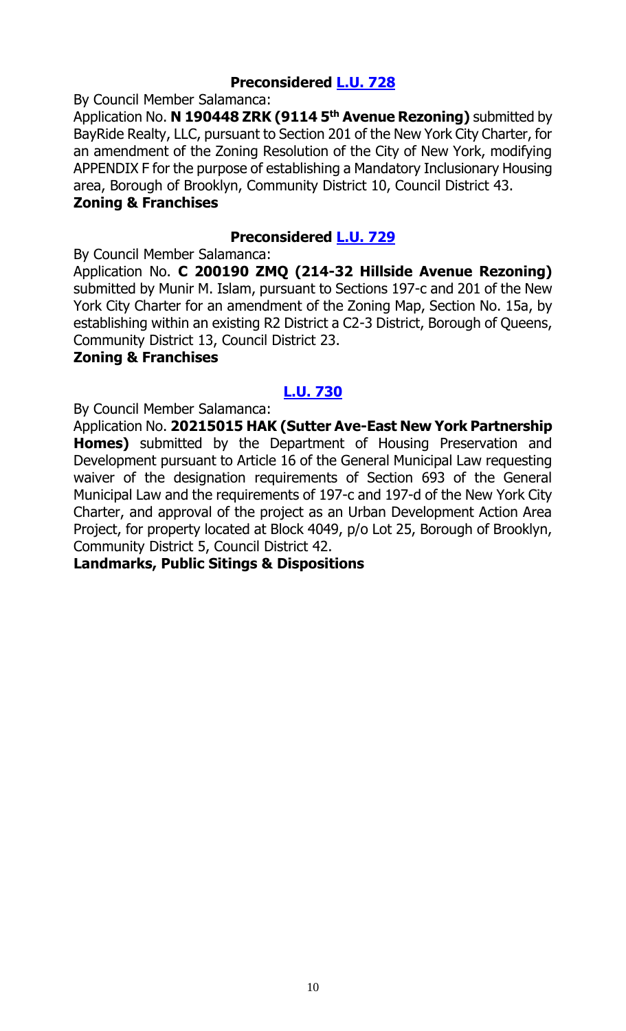### Preconsidered L.U. 728

By Council Member Salamanca:

Application No. **N 190448 ZRK (9114 5th Avenue Rezoning)** submitted by BayRide Realty, LLC, pursuant to Section 201 of the New York City Charter, for an amendment of the Zoning Resolution of the City of New York, modifying APPENDIX F for the purpose of establishing a Mandatory Inclusionary Housing area, Borough of Brooklyn, Community District 10, Council District 43.

**Zoning & Franchises**

### Preconsidered L.U. 729

By Council Member Salamanca:

Application No. **C 200190 ZMQ (214-32 Hillside Avenue Rezoning)** submitted by Munir M. Islam, pursuant to Sections 197-c and 201 of the New York City Charter for an amendment of the Zoning Map, Section No. 15a, by establishing within an existing R2 District a C2-3 District, Borough of Queens, Community District 13, Council District 23.

**Zoning & Franchises**

### L.U. 730

By Council Member Salamanca:

Application No. **20215015 HAK (Sutter Ave-East New York Partnership Homes)** submitted by the Department of Housing Preservation and Development pursuant to Article 16 of the General Municipal Law requesting waiver of the designation requirements of Section 693 of the General Municipal Law and the requirements of 197-c and 197-d of the New York City Charter, and approval of the project as an Urban Development Action Area Project, for property located at Block 4049, p/o Lot 25, Borough of Brooklyn, Community District 5, Council District 42.

**Landmarks, Public Sitings & Dispositions**